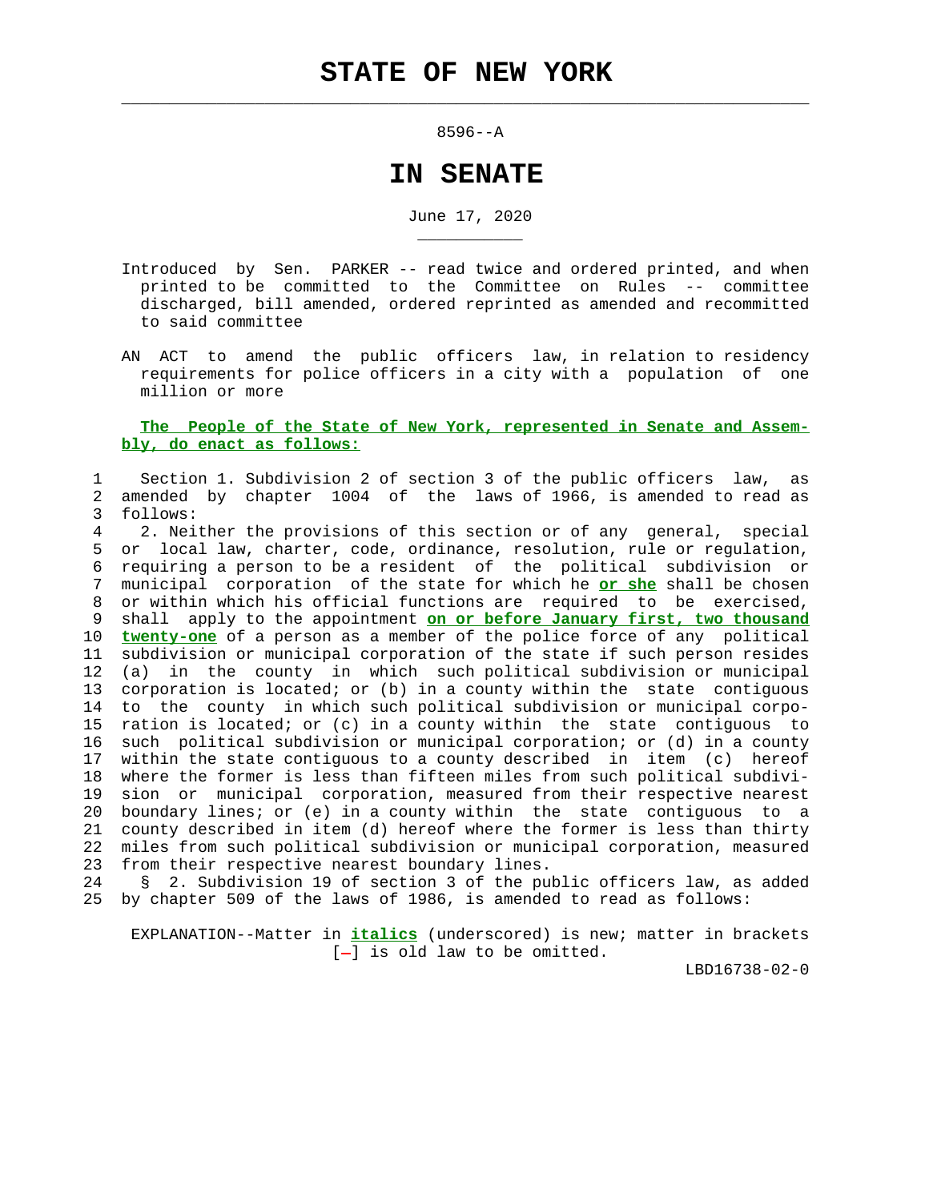# STATE OF NEW YORK

8596--A

# IN SENATE

June 17, 2020

Introduced by Sen. PARKER -- read twice and ordered printed, and when printed to be committed to the Committee on Rules -- committee discharged, bill amended, ordered reprinted as amended and recommitted to said committee

AN ACT to amend the public officers law, in relation to residency requirements for police officers in a city with a population of one million or more

**The People of the State of New York, represented in Senate and Assembly, do enact as follows:**

Section 1. Subdivision 2 of section 3 of the public officers law, as amended by chapter 1004 of the laws of 1966, is amended to read as follows:

2. Neither the provisions of this section or of any general, special or local law, charter, code, ordinance, resolution, rule or regulation, requiring a person to be a resident of the political subdivision or municipal corporation of the state for which he ***or she*** shall be chosen or within which his official functions are required to be exercised, shall apply to the appointment ***on or before January first, two thousand twenty-one*** of a person as a member of the police force of any political subdivision or municipal corporation of the state if such person resides (a) in the county in which such political subdivision or municipal corporation is located; or (b) in a county within the state contiguous to the county in which such political subdivision or municipal corporation is located; or (c) in a county within the state contiguous to such political subdivision or municipal corporation; or (d) in a county within the state contiguous to a county described in item (c) hereof where the former is less than fifteen miles from such political subdivision or municipal corporation, measured from their respective nearest boundary lines; or (e) in a county within the state contiguous to a county described in item (d) hereof where the former is less than thirty miles from such political subdivision or municipal corporation, measured from their respective nearest boundary lines.

§ 2. Subdivision 19 of section 3 of the public officers law, as added by chapter 509 of the laws of 1986, is amended to read as follows:

EXPLANATION--Matter in ***italics*** (underscored) is new; matter in brackets [-] is old law to be omitted.

LBD16738-02-0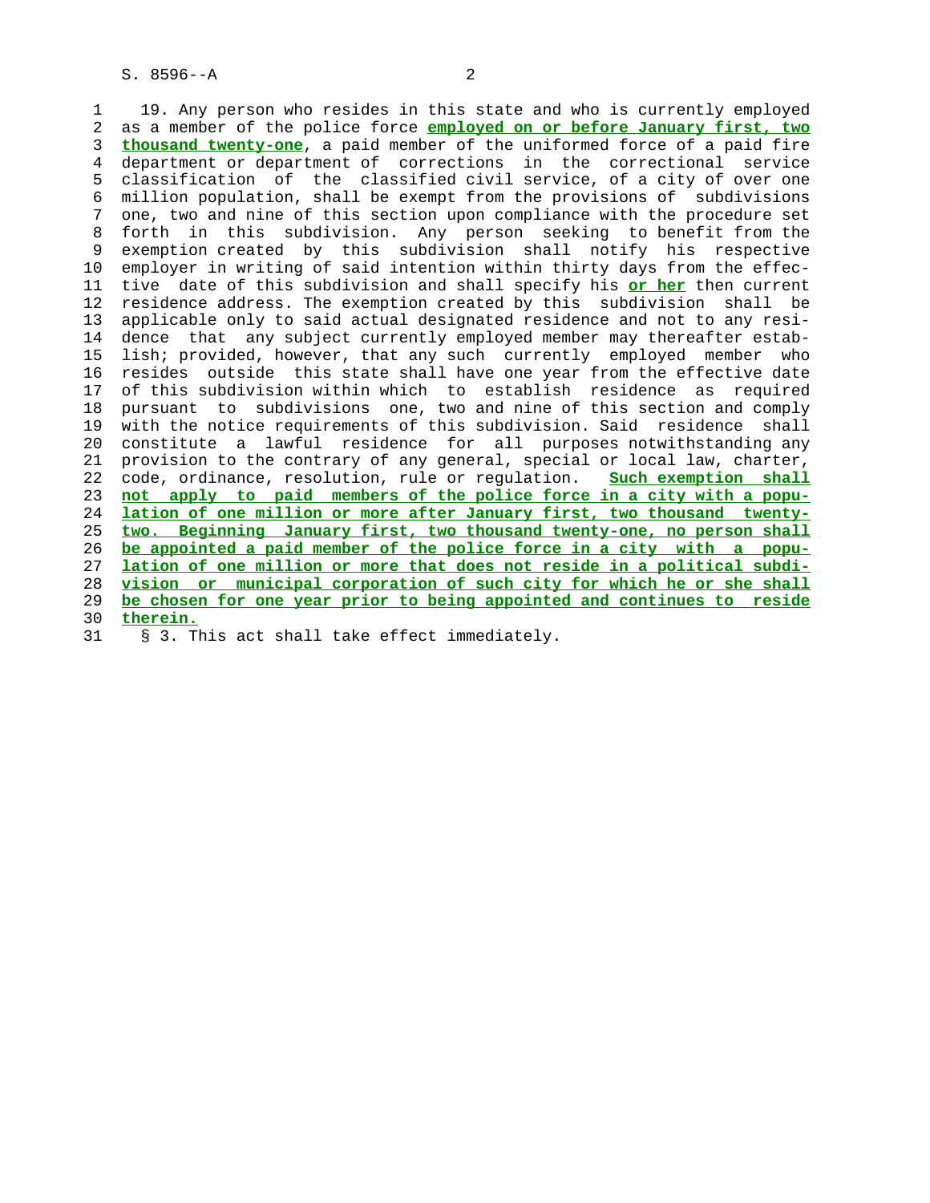19. Any person who resides in this state and who is currently employed as a member of the police force **employed on or before January first, two thousand twenty-one**, a paid member of the uniformed force of a paid fire department or department of corrections in the correctional service classification of the classified civil service, of a city of over one million population, shall be exempt from the provisions of subdivisions one, two and nine of this section upon compliance with the procedure set forth in this subdivision. Any person seeking to benefit from the exemption created by this subdivision shall notify his respective employer in writing of said intention within thirty days from the effective date of this subdivision and shall specify his **or her** then current residence address. The exemption created by this subdivision shall be applicable only to said actual designated residence and not to any residence that any subject currently employed member may thereafter establish; provided, however, that any such currently employed member who resides outside this state shall have one year from the effective date of this subdivision within which to establish residence as required pursuant to subdivisions one, two and nine of this section and comply with the notice requirements of this subdivision. Said residence shall constitute a lawful residence for all purposes notwithstanding any provision to the contrary of any general, special or local law, charter, code, ordinance, resolution, rule or regulation. **Such exemption shall not apply to paid members of the police force in a city with a population of one million or more after January first, two thousand twenty-two. Beginning January first, two thousand twenty-one, no person shall be appointed a paid member of the police force in a city with a population of one million or more that does not reside in a political subdivision or municipal corporation of such city for which he or she shall be chosen for one year prior to being appointed and continues to reside therein.**

§ 3. This act shall take effect immediately.